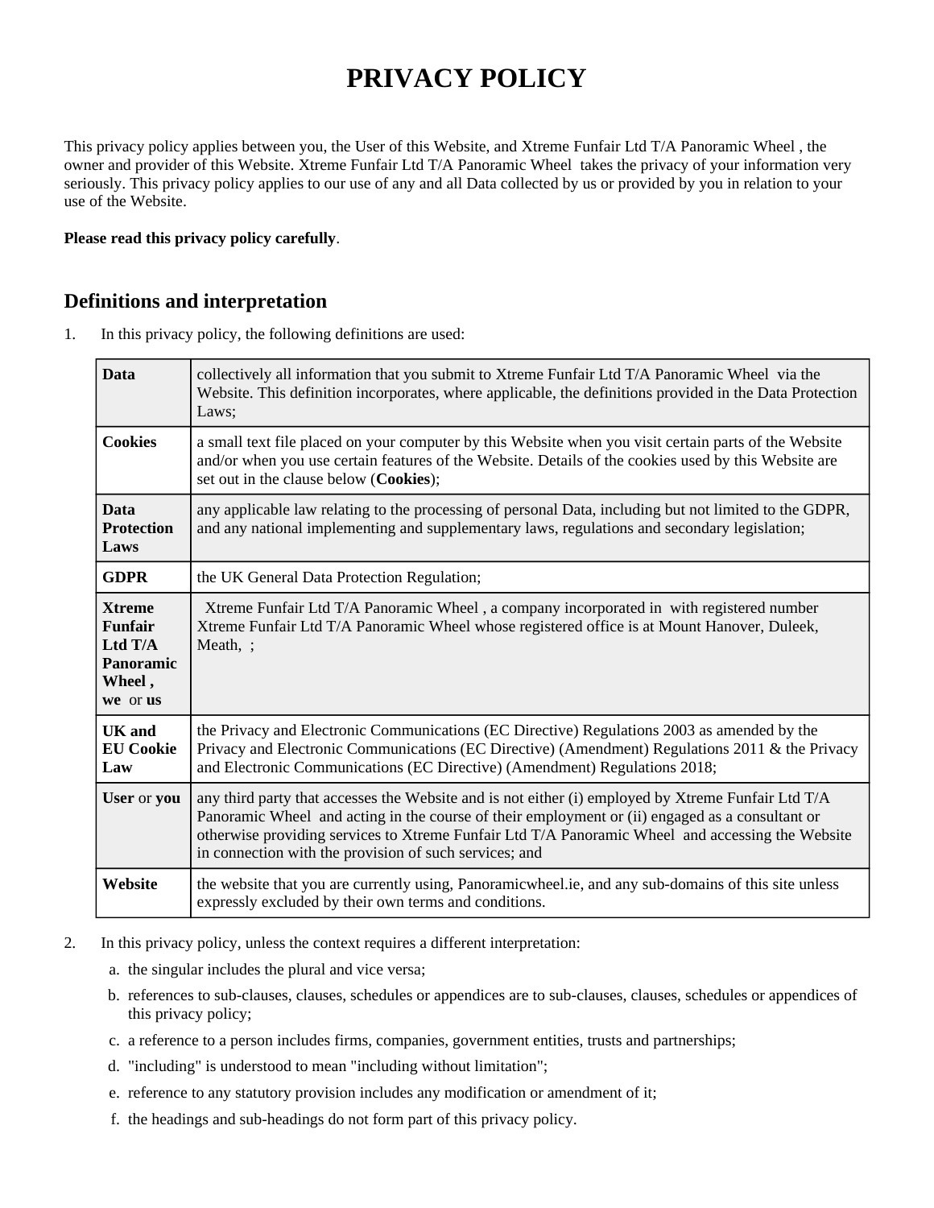# PRIVACY POLICY

This privacy policy applies between you, the User of this Website, and Xtreme Funfair Ltd T/A Panoramic Wheel , the owner and provider of this Website. Xtreme Funfair Ltd T/A Panoramic Wheel takes the privacy of your information very seriously. This privacy policy applies to our use of any and all Data collected by us or provided by you in relation to your use of the Website.

**Please read this privacy policy carefully**.

## Definitions and interpretation

1. In this privacy policy, the following definitions are used:

| | |
|---|---|
| **Data** | collectively all information that you submit to Xtreme Funfair Ltd T/A Panoramic Wheel via the Website. This definition incorporates, where applicable, the definitions provided in the Data Protection Laws; |
| **Cookies** | a small text file placed on your computer by this Website when you visit certain parts of the Website and/or when you use certain features of the Website. Details of the cookies used by this Website are set out in the clause below (**Cookies**); |
| **Data Protection Laws** | any applicable law relating to the processing of personal Data, including but not limited to the GDPR, and any national implementing and supplementary laws, regulations and secondary legislation; |
| **GDPR** | the UK General Data Protection Regulation; |
| **Xtreme Funfair Ltd T/A Panoramic Wheel ,** **we** or **us** | Xtreme Funfair Ltd T/A Panoramic Wheel , a company incorporated in with registered number Xtreme Funfair Ltd T/A Panoramic Wheel whose registered office is at Mount Hanover, Duleek, Meath, ; |
| **UK and EU Cookie Law** | the Privacy and Electronic Communications (EC Directive) Regulations 2003 as amended by the Privacy and Electronic Communications (EC Directive) (Amendment) Regulations 2011 & the Privacy and Electronic Communications (EC Directive) (Amendment) Regulations 2018; |
| **User** or **you** | any third party that accesses the Website and is not either (i) employed by Xtreme Funfair Ltd T/A Panoramic Wheel and acting in the course of their employment or (ii) engaged as a consultant or otherwise providing services to Xtreme Funfair Ltd T/A Panoramic Wheel and accessing the Website in connection with the provision of such services; and |
| **Website** | the website that you are currently using, Panoramicwheel.ie, and any sub-domains of this site unless expressly excluded by their own terms and conditions. |

2. In this privacy policy, unless the context requires a different interpretation:
   a. the singular includes the plural and vice versa;
   b. references to sub-clauses, clauses, schedules or appendices are to sub-clauses, clauses, schedules or appendices of this privacy policy;
   c. a reference to a person includes firms, companies, government entities, trusts and partnerships;
   d. "including" is understood to mean "including without limitation";
   e. reference to any statutory provision includes any modification or amendment of it;
   f. the headings and sub-headings do not form part of this privacy policy.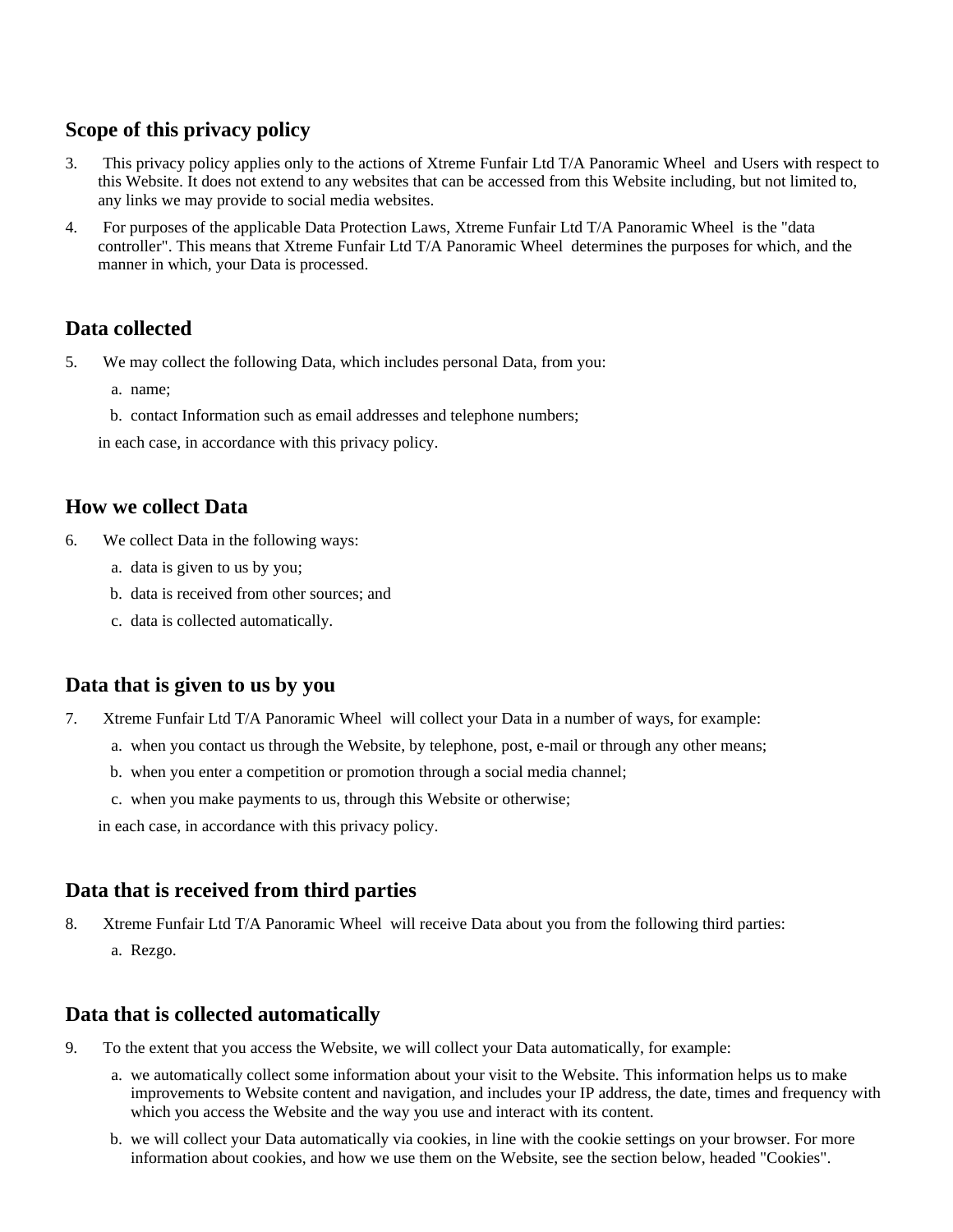## Scope of this privacy policy

3. This privacy policy applies only to the actions of Xtreme Funfair Ltd T/A Panoramic Wheel and Users with respect to this Website. It does not extend to any websites that can be accessed from this Website including, but not limited to, any links we may provide to social media websites.
4. For purposes of the applicable Data Protection Laws, Xtreme Funfair Ltd T/A Panoramic Wheel is the "data controller". This means that Xtreme Funfair Ltd T/A Panoramic Wheel determines the purposes for which, and the manner in which, your Data is processed.

## Data collected

5. We may collect the following Data, which includes personal Data, from you:
   a. name;
   b. contact Information such as email addresses and telephone numbers;

   in each case, in accordance with this privacy policy.

## How we collect Data

6. We collect Data in the following ways:
   a. data is given to us by you;
   b. data is received from other sources; and
   c. data is collected automatically.

## Data that is given to us by you

7. Xtreme Funfair Ltd T/A Panoramic Wheel will collect your Data in a number of ways, for example:
   a. when you contact us through the Website, by telephone, post, e-mail or through any other means;
   b. when you enter a competition or promotion through a social media channel;
   c. when you make payments to us, through this Website or otherwise;

   in each case, in accordance with this privacy policy.

## Data that is received from third parties

8. Xtreme Funfair Ltd T/A Panoramic Wheel will receive Data about you from the following third parties:
   a. Rezgo.

## Data that is collected automatically

9. To the extent that you access the Website, we will collect your Data automatically, for example:
   a. we automatically collect some information about your visit to the Website. This information helps us to make improvements to Website content and navigation, and includes your IP address, the date, times and frequency with which you access the Website and the way you use and interact with its content.
   b. we will collect your Data automatically via cookies, in line with the cookie settings on your browser. For more information about cookies, and how we use them on the Website, see the section below, headed "Cookies".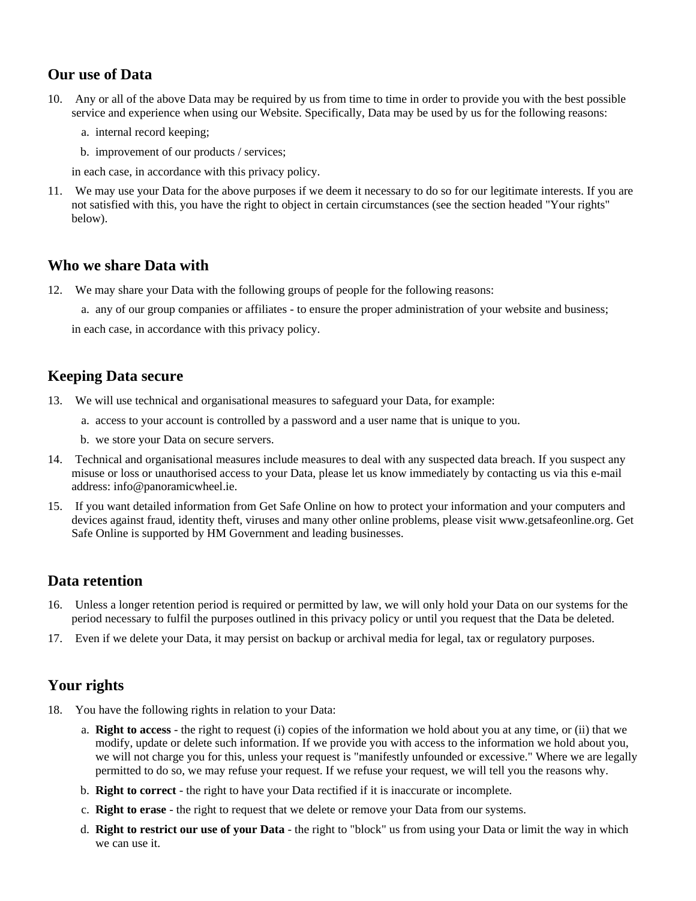## Our use of Data

10. Any or all of the above Data may be required by us from time to time in order to provide you with the best possible service and experience when using our Website. Specifically, Data may be used by us for the following reasons:

    a. internal record keeping;

    b. improvement of our products / services;

    in each case, in accordance with this privacy policy.

11. We may use your Data for the above purposes if we deem it necessary to do so for our legitimate interests. If you are not satisfied with this, you have the right to object in certain circumstances (see the section headed "Your rights" below).

## Who we share Data with

12. We may share your Data with the following groups of people for the following reasons:

    a. any of our group companies or affiliates - to ensure the proper administration of your website and business;

    in each case, in accordance with this privacy policy.

## Keeping Data secure

13. We will use technical and organisational measures to safeguard your Data, for example:

    a. access to your account is controlled by a password and a user name that is unique to you.

    b. we store your Data on secure servers.

14. Technical and organisational measures include measures to deal with any suspected data breach. If you suspect any misuse or loss or unauthorised access to your Data, please let us know immediately by contacting us via this e-mail address: info@panoramicwheel.ie.

15. If you want detailed information from Get Safe Online on how to protect your information and your computers and devices against fraud, identity theft, viruses and many other online problems, please visit www.getsafeonline.org. Get Safe Online is supported by HM Government and leading businesses.

## Data retention

16. Unless a longer retention period is required or permitted by law, we will only hold your Data on our systems for the period necessary to fulfil the purposes outlined in this privacy policy or until you request that the Data be deleted.

17. Even if we delete your Data, it may persist on backup or archival media for legal, tax or regulatory purposes.

## Your rights

18. You have the following rights in relation to your Data:

    a. **Right to access** - the right to request (i) copies of the information we hold about you at any time, or (ii) that we modify, update or delete such information. If we provide you with access to the information we hold about you, we will not charge you for this, unless your request is "manifestly unfounded or excessive." Where we are legally permitted to do so, we may refuse your request. If we refuse your request, we will tell you the reasons why.

    b. **Right to correct** - the right to have your Data rectified if it is inaccurate or incomplete.

    c. **Right to erase** - the right to request that we delete or remove your Data from our systems.

    d. **Right to restrict our use of your Data** - the right to "block" us from using your Data or limit the way in which we can use it.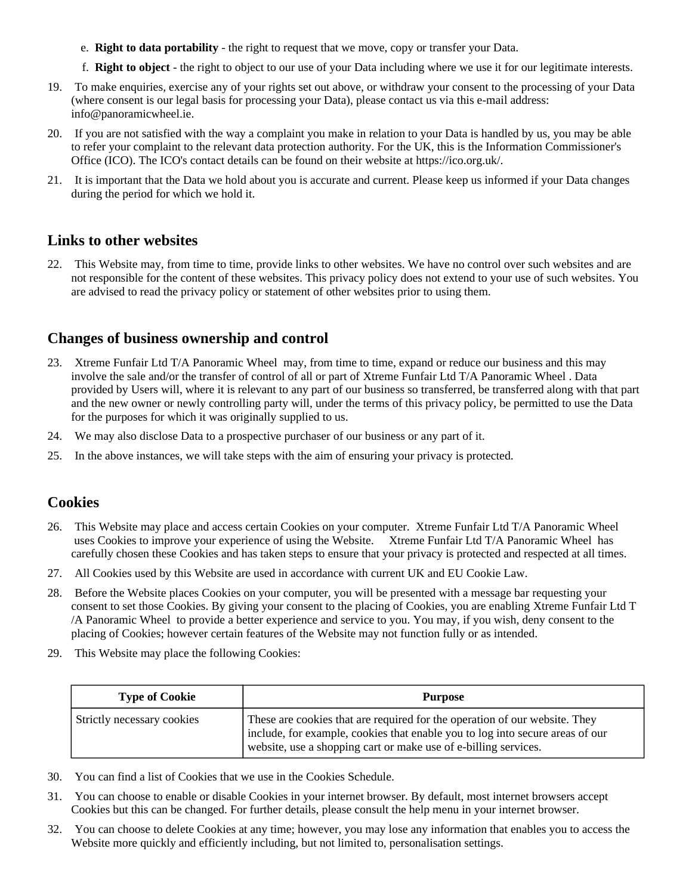e. **Right to data portability** - the right to request that we move, copy or transfer your Data.

f. **Right to object** - the right to object to our use of your Data including where we use it for our legitimate interests.

19. To make enquiries, exercise any of your rights set out above, or withdraw your consent to the processing of your Data (where consent is our legal basis for processing your Data), please contact us via this e-mail address: info@panoramicwheel.ie.

20. If you are not satisfied with the way a complaint you make in relation to your Data is handled by us, you may be able to refer your complaint to the relevant data protection authority. For the UK, this is the Information Commissioner's Office (ICO). The ICO's contact details can be found on their website at https://ico.org.uk/.

21. It is important that the Data we hold about you is accurate and current. Please keep us informed if your Data changes during the period for which we hold it.

## Links to other websites

22. This Website may, from time to time, provide links to other websites. We have no control over such websites and are not responsible for the content of these websites. This privacy policy does not extend to your use of such websites. You are advised to read the privacy policy or statement of other websites prior to using them.

## Changes of business ownership and control

23. Xtreme Funfair Ltd T/A Panoramic Wheel may, from time to time, expand or reduce our business and this may involve the sale and/or the transfer of control of all or part of Xtreme Funfair Ltd T/A Panoramic Wheel . Data provided by Users will, where it is relevant to any part of our business so transferred, be transferred along with that part and the new owner or newly controlling party will, under the terms of this privacy policy, be permitted to use the Data for the purposes for which it was originally supplied to us.

24. We may also disclose Data to a prospective purchaser of our business or any part of it.

25. In the above instances, we will take steps with the aim of ensuring your privacy is protected.

## Cookies

26. This Website may place and access certain Cookies on your computer. Xtreme Funfair Ltd T/A Panoramic Wheel uses Cookies to improve your experience of using the Website. Xtreme Funfair Ltd T/A Panoramic Wheel has carefully chosen these Cookies and has taken steps to ensure that your privacy is protected and respected at all times.

27. All Cookies used by this Website are used in accordance with current UK and EU Cookie Law.

28. Before the Website places Cookies on your computer, you will be presented with a message bar requesting your consent to set those Cookies. By giving your consent to the placing of Cookies, you are enabling Xtreme Funfair Ltd T /A Panoramic Wheel to provide a better experience and service to you. You may, if you wish, deny consent to the placing of Cookies; however certain features of the Website may not function fully or as intended.

29. This Website may place the following Cookies:

| Type of Cookie | Purpose |
|---|---|
| Strictly necessary cookies | These are cookies that are required for the operation of our website. They include, for example, cookies that enable you to log into secure areas of our website, use a shopping cart or make use of e-billing services. |

30. You can find a list of Cookies that we use in the Cookies Schedule.

31. You can choose to enable or disable Cookies in your internet browser. By default, most internet browsers accept Cookies but this can be changed. For further details, please consult the help menu in your internet browser.

32. You can choose to delete Cookies at any time; however, you may lose any information that enables you to access the Website more quickly and efficiently including, but not limited to, personalisation settings.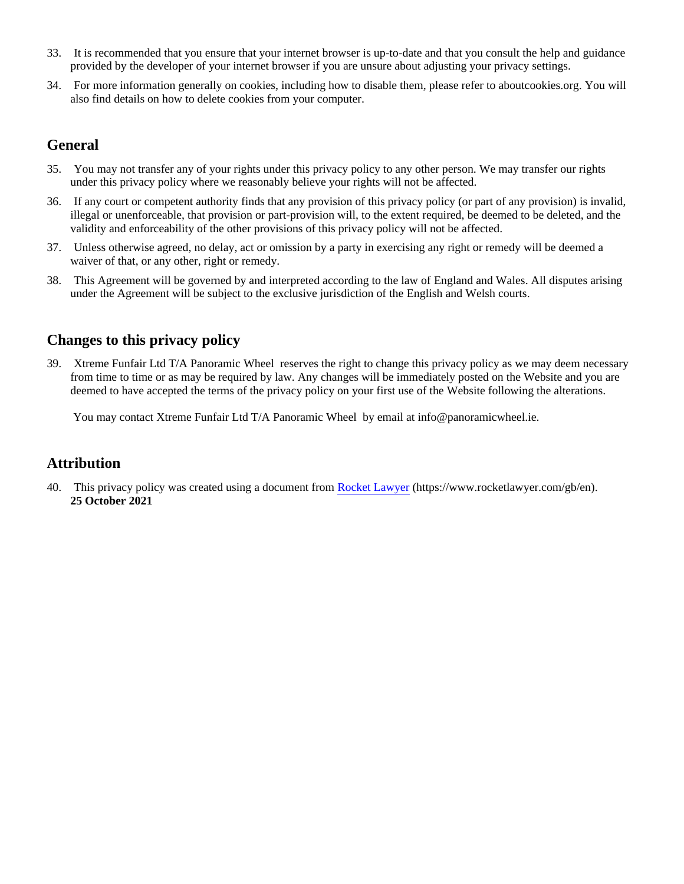33. It is recommended that you ensure that your internet browser is up-to-date and that you consult the help and guidance provided by the developer of your internet browser if you are unsure about adjusting your privacy settings.
34. For more information generally on cookies, including how to disable them, please refer to aboutcookies.org. You will also find details on how to delete cookies from your computer.

## General

35. You may not transfer any of your rights under this privacy policy to any other person. We may transfer our rights under this privacy policy where we reasonably believe your rights will not be affected.
36. If any court or competent authority finds that any provision of this privacy policy (or part of any provision) is invalid, illegal or unenforceable, that provision or part-provision will, to the extent required, be deemed to be deleted, and the validity and enforceability of the other provisions of this privacy policy will not be affected.
37. Unless otherwise agreed, no delay, act or omission by a party in exercising any right or remedy will be deemed a waiver of that, or any other, right or remedy.
38. This Agreement will be governed by and interpreted according to the law of England and Wales. All disputes arising under the Agreement will be subject to the exclusive jurisdiction of the English and Welsh courts.

## Changes to this privacy policy

39. Xtreme Funfair Ltd T/A Panoramic Wheel reserves the right to change this privacy policy as we may deem necessary from time to time or as may be required by law. Any changes will be immediately posted on the Website and you are deemed to have accepted the terms of the privacy policy on your first use of the Website following the alterations.

    You may contact Xtreme Funfair Ltd T/A Panoramic Wheel by email at info@panoramicwheel.ie.

## Attribution

40. This privacy policy was created using a document from [Rocket Lawyer](https://www.rocketlawyer.com/gb/en) (https://www.rocketlawyer.com/gb/en).
    **25 October 2021**